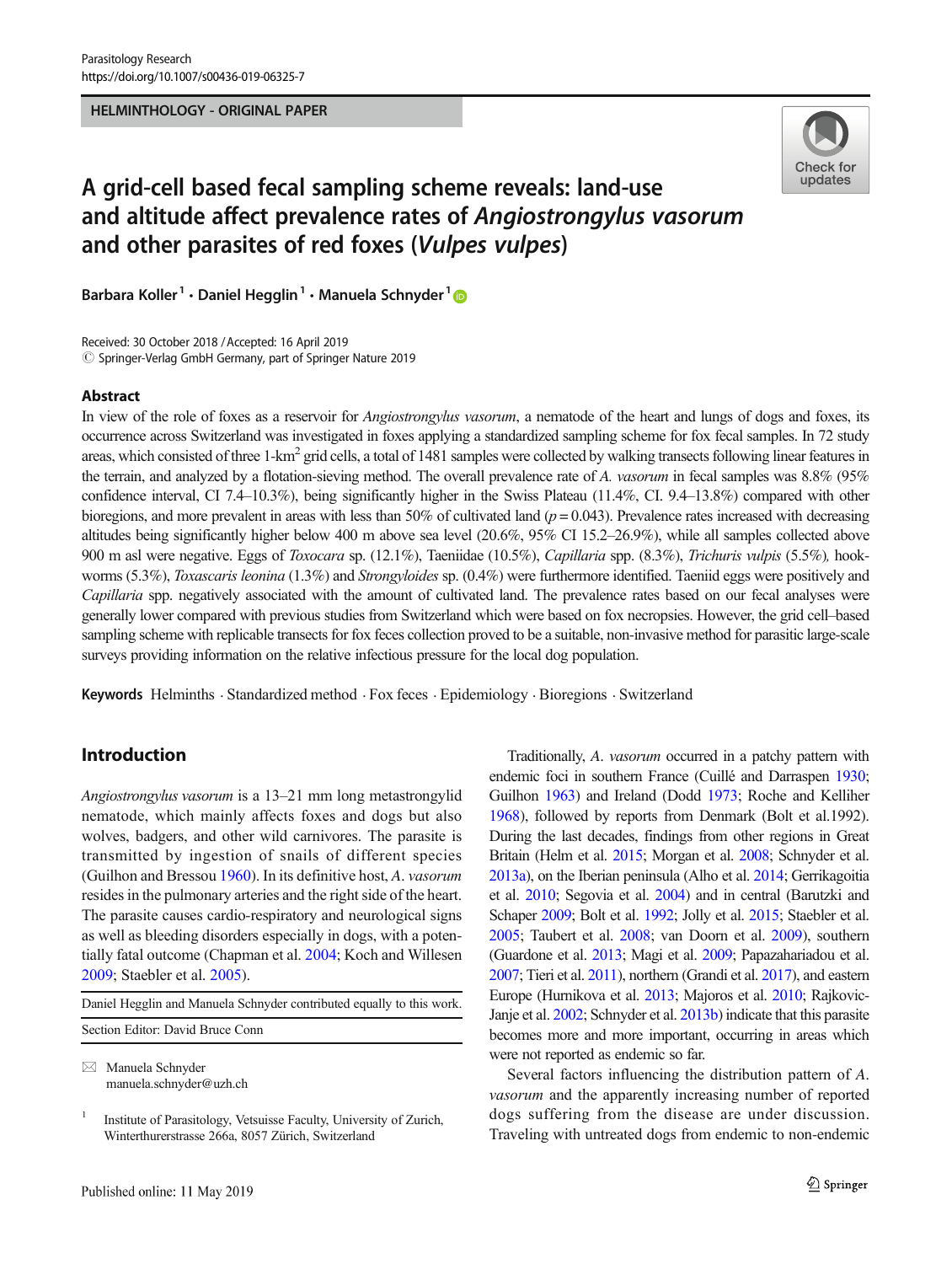HELMINTHOLOGY - ORIGINAL PAPER

# A grid-cell based fecal sampling scheme reveals: land-use and altitude affect prevalence rates of *Angiostrongylus vasorum* and other parasites of red foxes (*Vulpes vulpes*)

Barbara Koller[1] · Daniel Hegglin[1] · Manuela Schnyder[1]

Received: 30 October 2018 / Accepted: 16 April 2019
© Springer-Verlag GmbH Germany, part of Springer Nature 2019

## Abstract

In view of the role of foxes as a reservoir for *Angiostrongylus vasorum*, a nematode of the heart and lungs of dogs and foxes, its occurrence across Switzerland was investigated in foxes applying a standardized sampling scheme for fox fecal samples. In 72 study areas, which consisted of three 1-km$^2$ grid cells, a total of 1481 samples were collected by walking transects following linear features in the terrain, and analyzed by a flotation-sieving method. The overall prevalence rate of *A. vasorum* in fecal samples was 8.8% (95% confidence interval, CI 7.4–10.3%), being significantly higher in the Swiss Plateau (11.4%, CI. 9.4–13.8%) compared with other bioregions, and more prevalent in areas with less than 50% of cultivated land ($p = 0.043$). Prevalence rates increased with decreasing altitudes being significantly higher below 400 m above sea level (20.6%, 95% CI 15.2–26.9%), while all samples collected above 900 m asl were negative. Eggs of *Toxocara* sp. (12.1%), Taeniidae (10.5%), *Capillaria* spp. (8.3%), *Trichuris vulpis* (5.5%), hookworms (5.3%), *Toxascaris leonina* (1.3%) and *Strongyloides* sp. (0.4%) were furthermore identified. Taeniid eggs were positively and *Capillaria* spp. negatively associated with the amount of cultivated land. The prevalence rates based on our fecal analyses were generally lower compared with previous studies from Switzerland which were based on fox necropsies. However, the grid cell–based sampling scheme with replicable transects for fox feces collection proved to be a suitable, non-invasive method for parasitic large-scale surveys providing information on the relative infectious pressure for the local dog population.

**Keywords** Helminths · Standardized method · Fox feces · Epidemiology · Bioregions · Switzerland

## Introduction

*Angiostrongylus vasorum* is a 13–21 mm long metastrongylid nematode, which mainly affects foxes and dogs but also wolves, badgers, and other wild carnivores. The parasite is transmitted by ingestion of snails of different species (Guilhon and Bressou 1960). In its definitive host, *A. vasorum* resides in the pulmonary arteries and the right side of the heart. The parasite causes cardio-respiratory and neurological signs as well as bleeding disorders especially in dogs, with a potentially fatal outcome (Chapman et al. 2004; Koch and Willesen 2009; Staebler et al. 2005).

Daniel Hegglin and Manuela Schnyder contributed equally to this work.

Section Editor: David Bruce Conn

✉ Manuela Schnyder
manuela.schnyder@uzh.ch

[1] Institute of Parasitology, Vetsuisse Faculty, University of Zurich, Winterthurerstrasse 266a, 8057 Zürich, Switzerland

Traditionally, *A. vasorum* occurred in a patchy pattern with endemic foci in southern France (Cuillé and Darraspen 1930; Guilhon 1963) and Ireland (Dodd 1973; Roche and Kelliher 1968), followed by reports from Denmark (Bolt et al.1992). During the last decades, findings from other regions in Great Britain (Helm et al. 2015; Morgan et al. 2008; Schnyder et al. 2013a), on the Iberian peninsula (Alho et al. 2014; Gerrikagoitia et al. 2010; Segovia et al. 2004) and in central (Barutzki and Schaper 2009; Bolt et al. 1992; Jolly et al. 2015; Staebler et al. 2005; Taubert et al. 2008; van Doorn et al. 2009), southern (Guardone et al. 2013; Magi et al. 2009; Papazahariadou et al. 2007; Tieri et al. 2011), northern (Grandi et al. 2017), and eastern Europe (Hurnikova et al. 2013; Majoros et al. 2010; Rajkovic-Janje et al. 2002; Schnyder et al. 2013b) indicate that this parasite becomes more and more important, occurring in areas which were not reported as endemic so far.

Several factors influencing the distribution pattern of *A. vasorum* and the apparently increasing number of reported dogs suffering from the disease are under discussion. Traveling with untreated dogs from endemic to non-endemic

Published online: 11 May 2019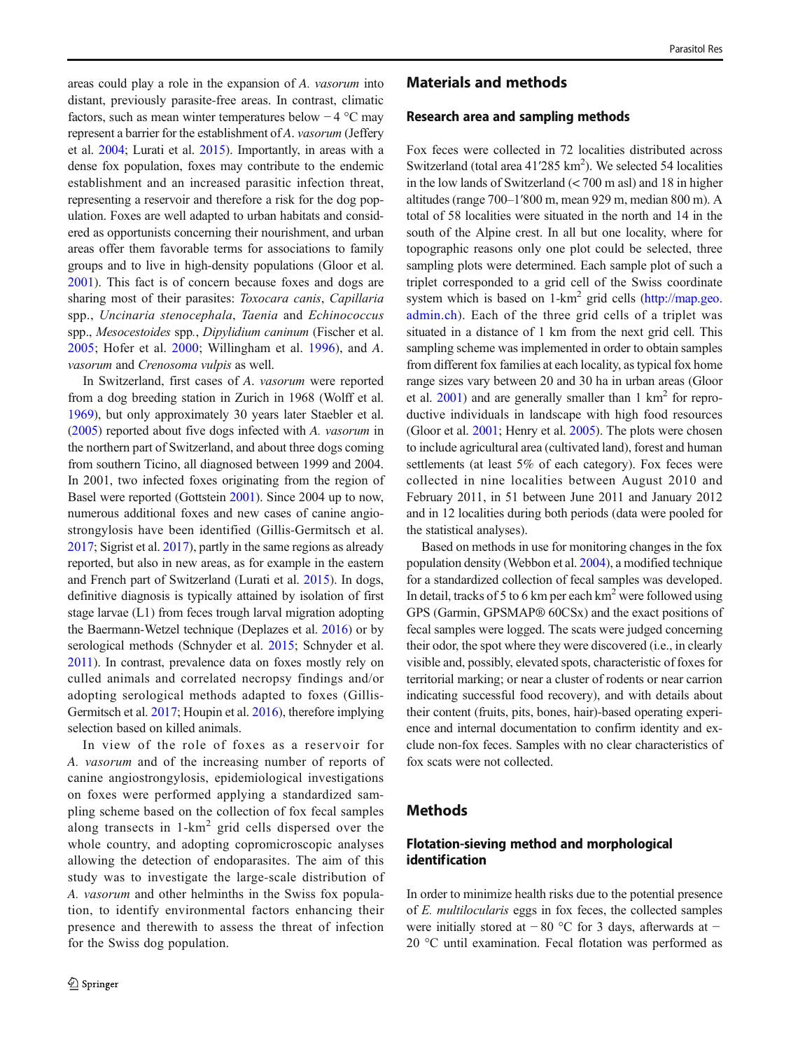areas could play a role in the expansion of *A. vasorum* into distant, previously parasite-free areas. In contrast, climatic factors, such as mean winter temperatures below − 4 °C may represent a barrier for the establishment of *A. vasorum* (Jeffery et al. 2004; Lurati et al. 2015). Importantly, in areas with a dense fox population, foxes may contribute to the endemic establishment and an increased parasitic infection threat, representing a reservoir and therefore a risk for the dog population. Foxes are well adapted to urban habitats and considered as opportunists concerning their nourishment, and urban areas offer them favorable terms for associations to family groups and to live in high-density populations (Gloor et al. 2001). This fact is of concern because foxes and dogs are sharing most of their parasites: *Toxocara canis*, *Capillaria* spp., *Uncinaria stenocephala*, *Taenia* and *Echinococcus* spp., *Mesocestoides* spp., *Dipylidium caninum* (Fischer et al. 2005; Hofer et al. 2000; Willingham et al. 1996), and *A. vasorum* and *Crenosoma vulpis* as well.

In Switzerland, first cases of *A. vasorum* were reported from a dog breeding station in Zurich in 1968 (Wolff et al. 1969), but only approximately 30 years later Staebler et al. (2005) reported about five dogs infected with *A. vasorum* in the northern part of Switzerland, and about three dogs coming from southern Ticino, all diagnosed between 1999 and 2004. In 2001, two infected foxes originating from the region of Basel were reported (Gottstein 2001). Since 2004 up to now, numerous additional foxes and new cases of canine angiostrongylosis have been identified (Gillis-Germitsch et al. 2017; Sigrist et al. 2017), partly in the same regions as already reported, but also in new areas, as for example in the eastern and French part of Switzerland (Lurati et al. 2015). In dogs, definitive diagnosis is typically attained by isolation of first stage larvae (L1) from feces trough larval migration adopting the Baermann-Wetzel technique (Deplazes et al. 2016) or by serological methods (Schnyder et al. 2015; Schnyder et al. 2011). In contrast, prevalence data on foxes mostly rely on culled animals and correlated necropsy findings and/or adopting serological methods adapted to foxes (Gillis-Germitsch et al. 2017; Houpin et al. 2016), therefore implying selection based on killed animals.

In view of the role of foxes as a reservoir for *A. vasorum* and of the increasing number of reports of canine angiostrongylosis, epidemiological investigations on foxes were performed applying a standardized sampling scheme based on the collection of fox fecal samples along transects in 1-km$^2$ grid cells dispersed over the whole country, and adopting copromicroscopic analyses allowing the detection of endoparasites. The aim of this study was to investigate the large-scale distribution of *A. vasorum* and other helminths in the Swiss fox population, to identify environmental factors enhancing their presence and therewith to assess the threat of infection for the Swiss dog population.

## Materials and methods

### Research area and sampling methods

Fox feces were collected in 72 localities distributed across Switzerland (total area 41′285 km$^2$). We selected 54 localities in the low lands of Switzerland (< 700 m asl) and 18 in higher altitudes (range 700–1′800 m, mean 929 m, median 800 m). A total of 58 localities were situated in the north and 14 in the south of the Alpine crest. In all but one locality, where for topographic reasons only one plot could be selected, three sampling plots were determined. Each sample plot of such a triplet corresponded to a grid cell of the Swiss coordinate system which is based on 1-km$^2$ grid cells (http://map.geo.admin.ch). Each of the three grid cells of a triplet was situated in a distance of 1 km from the next grid cell. This sampling scheme was implemented in order to obtain samples from different fox families at each locality, as typical fox home range sizes vary between 20 and 30 ha in urban areas (Gloor et al. 2001) and are generally smaller than 1 km$^2$ for reproductive individuals in landscape with high food resources (Gloor et al. 2001; Henry et al. 2005). The plots were chosen to include agricultural area (cultivated land), forest and human settlements (at least 5% of each category). Fox feces were collected in nine localities between August 2010 and February 2011, in 51 between June 2011 and January 2012 and in 12 localities during both periods (data were pooled for the statistical analyses).

Based on methods in use for monitoring changes in the fox population density (Webbon et al. 2004), a modified technique for a standardized collection of fecal samples was developed. In detail, tracks of 5 to 6 km per each km$^2$ were followed using GPS (Garmin, GPSMAP® 60CSx) and the exact positions of fecal samples were logged. The scats were judged concerning their odor, the spot where they were discovered (i.e., in clearly visible and, possibly, elevated spots, characteristic of foxes for territorial marking; or near a cluster of rodents or near carrion indicating successful food recovery), and with details about their content (fruits, pits, bones, hair)-based operating experience and internal documentation to confirm identity and exclude non-fox feces. Samples with no clear characteristics of fox scats were not collected.

## Methods

### Flotation-sieving method and morphological identification

In order to minimize health risks due to the potential presence of *E. multilocularis* eggs in fox feces, the collected samples were initially stored at − 80 °C for 3 days, afterwards at − 20 °C until examination. Fecal flotation was performed as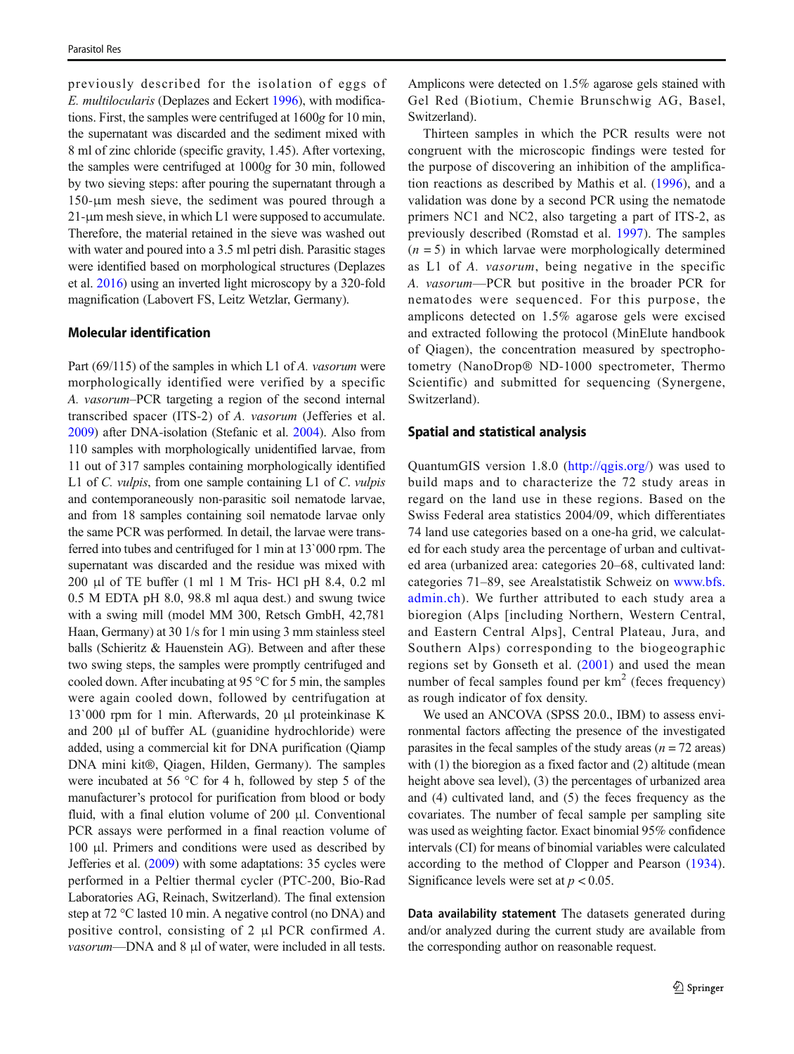previously described for the isolation of eggs of *E. multilocularis* (Deplazes and Eckert 1996), with modifications. First, the samples were centrifuged at 1600*g* for 10 min, the supernatant was discarded and the sediment mixed with 8 ml of zinc chloride (specific gravity, 1.45). After vortexing, the samples were centrifuged at 1000*g* for 30 min, followed by two sieving steps: after pouring the supernatant through a 150-μm mesh sieve, the sediment was poured through a 21-μm mesh sieve, in which L1 were supposed to accumulate. Therefore, the material retained in the sieve was washed out with water and poured into a 3.5 ml petri dish. Parasitic stages were identified based on morphological structures (Deplazes et al. 2016) using an inverted light microscopy by a 320-fold magnification (Labovert FS, Leitz Wetzlar, Germany).

### Molecular identification

Part (69/115) of the samples in which L1 of *A. vasorum* were morphologically identified were verified by a specific *A. vasorum*–PCR targeting a region of the second internal transcribed spacer (ITS-2) of *A. vasorum* (Jefferies et al. 2009) after DNA-isolation (Stefanic et al. 2004). Also from 110 samples with morphologically unidentified larvae, from 11 out of 317 samples containing morphologically identified L1 of *C. vulpis*, from one sample containing L1 of *C. vulpis* and contemporaneously non-parasitic soil nematode larvae, and from 18 samples containing soil nematode larvae only the same PCR was performed. In detail, the larvae were transferred into tubes and centrifuged for 1 min at 13`000 rpm. The supernatant was discarded and the residue was mixed with 200 μl of TE buffer (1 ml 1 M Tris- HCl pH 8.4, 0.2 ml 0.5 M EDTA pH 8.0, 98.8 ml aqua dest.) and swung twice with a swing mill (model MM 300, Retsch GmbH, 42,781 Haan, Germany) at 30 1/s for 1 min using 3 mm stainless steel balls (Schieritz & Hauenstein AG). Between and after these two swing steps, the samples were promptly centrifuged and cooled down. After incubating at 95 °C for 5 min, the samples were again cooled down, followed by centrifugation at 13`000 rpm for 1 min. Afterwards, 20 μl proteinkinase K and 200 μl of buffer AL (guanidine hydrochloride) were added, using a commercial kit for DNA purification (Qiamp DNA mini kit®, Qiagen, Hilden, Germany). The samples were incubated at 56 °C for 4 h, followed by step 5 of the manufacturer's protocol for purification from blood or body fluid, with a final elution volume of 200 μl. Conventional PCR assays were performed in a final reaction volume of 100 μl. Primers and conditions were used as described by Jefferies et al. (2009) with some adaptations: 35 cycles were performed in a Peltier thermal cycler (PTC-200, Bio-Rad Laboratories AG, Reinach, Switzerland). The final extension step at 72 °C lasted 10 min. A negative control (no DNA) and positive control, consisting of 2 μl PCR confirmed *A. vasorum*—DNA and 8 μl of water, were included in all tests. Amplicons were detected on 1.5% agarose gels stained with Gel Red (Biotium, Chemie Brunschwig AG, Basel, Switzerland).

Thirteen samples in which the PCR results were not congruent with the microscopic findings were tested for the purpose of discovering an inhibition of the amplification reactions as described by Mathis et al. (1996), and a validation was done by a second PCR using the nematode primers NC1 and NC2, also targeting a part of ITS-2, as previously described (Romstad et al. 1997). The samples ($n = 5$) in which larvae were morphologically determined as L1 of *A. vasorum*, being negative in the specific *A. vasorum*—PCR but positive in the broader PCR for nematodes were sequenced. For this purpose, the amplicons detected on 1.5% agarose gels were excised and extracted following the protocol (MinElute handbook of Qiagen), the concentration measured by spectrophotometry (NanoDrop® ND-1000 spectrometer, Thermo Scientific) and submitted for sequencing (Synergene, Switzerland).

### Spatial and statistical analysis

QuantumGIS version 1.8.0 (http://qgis.org/) was used to build maps and to characterize the 72 study areas in regard on the land use in these regions. Based on the Swiss Federal area statistics 2004/09, which differentiates 74 land use categories based on a one-ha grid, we calculated for each study area the percentage of urban and cultivated area (urbanized area: categories 20–68, cultivated land: categories 71–89, see Arealstatistik Schweiz on www.bfs.admin.ch). We further attributed to each study area a bioregion (Alps [including Northern, Western Central, and Eastern Central Alps], Central Plateau, Jura, and Southern Alps) corresponding to the biogeographic regions set by Gonseth et al. (2001) and used the mean number of fecal samples found per km$^2$ (feces frequency) as rough indicator of fox density.

We used an ANCOVA (SPSS 20.0., IBM) to assess environmental factors affecting the presence of the investigated parasites in the fecal samples of the study areas ($n = 72$ areas) with (1) the bioregion as a fixed factor and (2) altitude (mean height above sea level), (3) the percentages of urbanized area and (4) cultivated land, and (5) the feces frequency as the covariates. The number of fecal sample per sampling site was used as weighting factor. Exact binomial 95% confidence intervals (CI) for means of binomial variables were calculated according to the method of Clopper and Pearson (1934). Significance levels were set at $p < 0.05$.

**Data availability statement** The datasets generated during and/or analyzed during the current study are available from the corresponding author on reasonable request.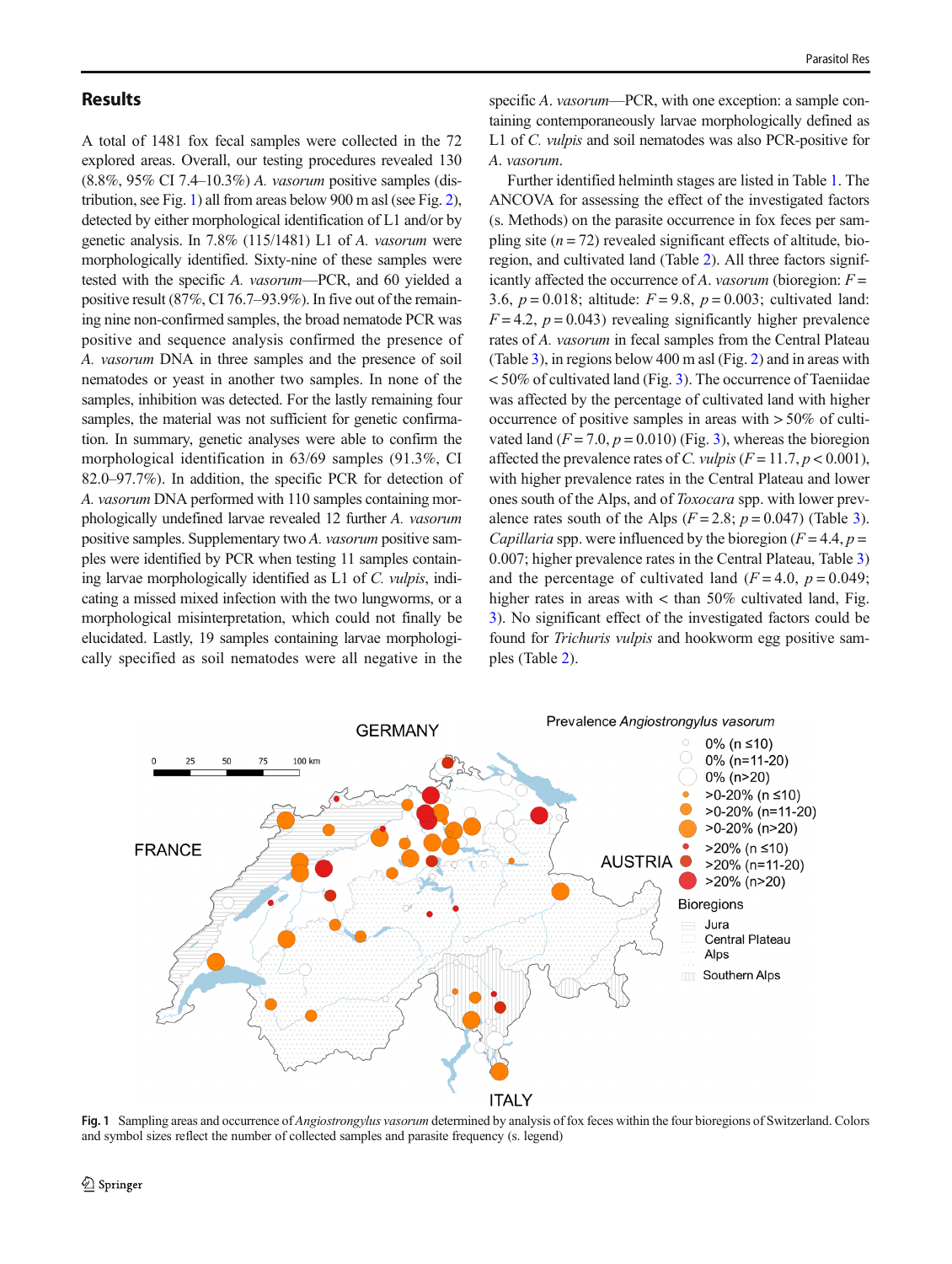## Results

A total of 1481 fox fecal samples were collected in the 72 explored areas. Overall, our testing procedures revealed 130 (8.8%, 95% CI 7.4–10.3%) *A. vasorum* positive samples (distribution, see Fig. 1) all from areas below 900 m asl (see Fig. 2), detected by either morphological identification of L1 and/or by genetic analysis. In 7.8% (115/1481) L1 of *A. vasorum* were morphologically identified. Sixty-nine of these samples were tested with the specific *A. vasorum*—PCR, and 60 yielded a positive result (87%, CI 76.7–93.9%). In five out of the remaining nine non-confirmed samples, the broad nematode PCR was positive and sequence analysis confirmed the presence of *A. vasorum* DNA in three samples and the presence of soil nematodes or yeast in another two samples. In none of the samples, inhibition was detected. For the lastly remaining four samples, the material was not sufficient for genetic confirmation. In summary, genetic analyses were able to confirm the morphological identification in 63/69 samples (91.3%, CI 82.0–97.7%). In addition, the specific PCR for detection of *A. vasorum* DNA performed with 110 samples containing morphologically undefined larvae revealed 12 further *A. vasorum* positive samples. Supplementary two *A. vasorum* positive samples were identified by PCR when testing 11 samples containing larvae morphologically identified as L1 of *C. vulpis*, indicating a missed mixed infection with the two lungworms, or a morphological misinterpretation, which could not finally be elucidated. Lastly, 19 samples containing larvae morphologically specified as soil nematodes were all negative in the specific *A. vasorum*—PCR, with one exception: a sample containing contemporaneously larvae morphologically defined as L1 of *C. vulpis* and soil nematodes was also PCR-positive for *A. vasorum*.

Further identified helminth stages are listed in Table 1. The ANCOVA for assessing the effect of the investigated factors (s. Methods) on the parasite occurrence in fox feces per sampling site ($n = 72$) revealed significant effects of altitude, bioregion, and cultivated land (Table 2). All three factors significantly affected the occurrence of *A. vasorum* (bioregion: $F = 3.6$, $p = 0.018$; altitude: $F = 9.8$, $p = 0.003$; cultivated land: $F = 4.2$, $p = 0.043$) revealing significantly higher prevalence rates of *A. vasorum* in fecal samples from the Central Plateau (Table 3), in regions below 400 m asl (Fig. 2) and in areas with < 50% of cultivated land (Fig. 3). The occurrence of Taeniidae was affected by the percentage of cultivated land with higher occurrence of positive samples in areas with > 50% of cultivated land ($F = 7.0$, $p = 0.010$) (Fig. 3), whereas the bioregion affected the prevalence rates of *C. vulpis* ($F = 11.7$, $p < 0.001$), with higher prevalence rates in the Central Plateau and lower ones south of the Alps, and of *Toxocara* spp. with lower prevalence rates south of the Alps ($F = 2.8$; $p = 0.047$) (Table 3). *Capillaria* spp. were influenced by the bioregion ($F = 4.4$, $p = 0.007$; higher prevalence rates in the Central Plateau, Table 3) and the percentage of cultivated land ($F = 4.0$, $p = 0.049$; higher rates in areas with < than 50% cultivated land, Fig. 3). No significant effect of the investigated factors could be found for *Trichuris vulpis* and hookworm egg positive samples (Table 2).

**Fig. 1** Sampling areas and occurrence of *Angiostrongylus vasorum* determined by analysis of fox feces within the four bioregions of Switzerland. Colors and symbol sizes reflect the number of collected samples and parasite frequency (s. legend)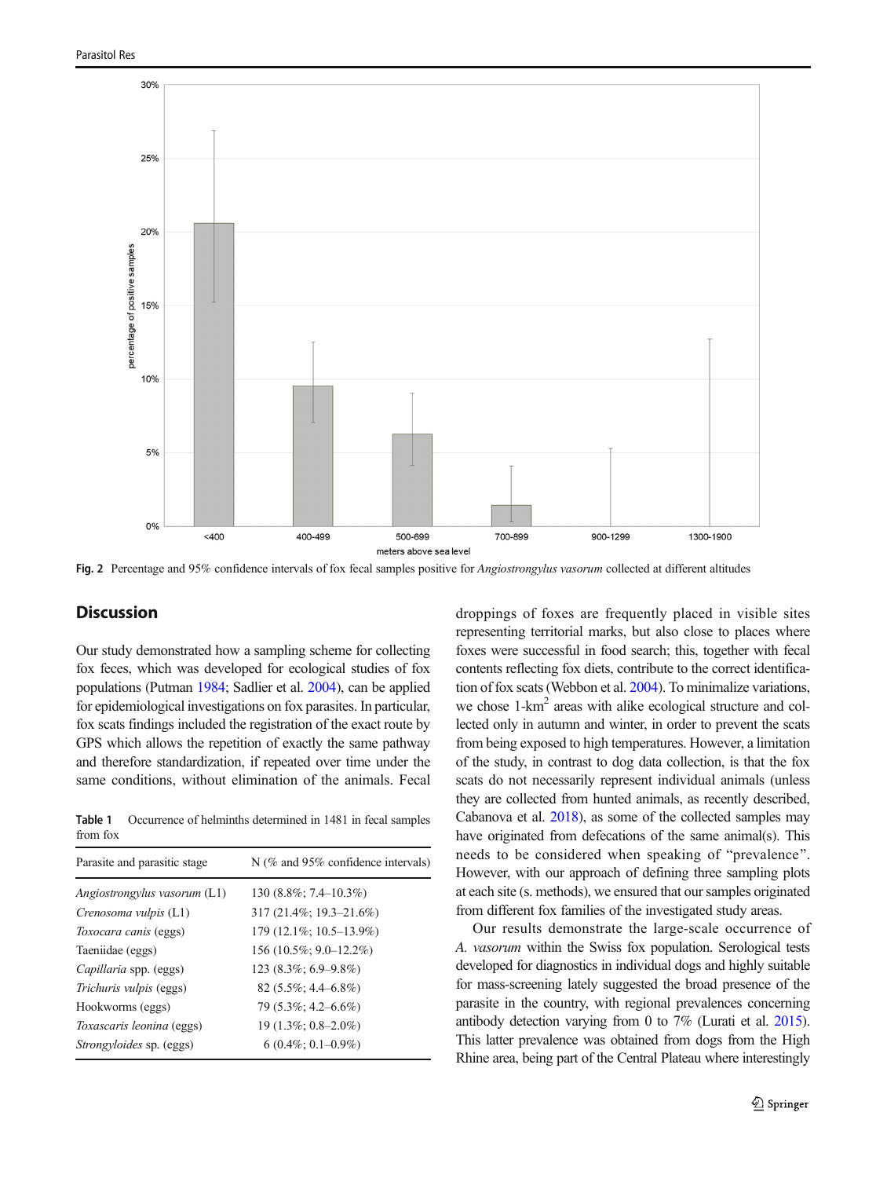Fig. 2 Percentage and 95% confidence intervals of fox fecal samples positive for *Angiostrongylus vasorum* collected at different altitudes

## Discussion

Our study demonstrated how a sampling scheme for collecting fox feces, which was developed for ecological studies of fox populations (Putman 1984; Sadlier et al. 2004), can be applied for epidemiological investigations on fox parasites. In particular, fox scats findings included the registration of the exact route by GPS which allows the repetition of exactly the same pathway and therefore standardization, if repeated over time under the same conditions, without elimination of the animals. Fecal droppings of foxes are frequently placed in visible sites representing territorial marks, but also close to places where foxes were successful in food search; this, together with fecal contents reflecting fox diets, contribute to the correct identification of fox scats (Webbon et al. 2004). To minimalize variations, we chose 1-km$^2$ areas with alike ecological structure and collected only in autumn and winter, in order to prevent the scats from being exposed to high temperatures. However, a limitation of the study, in contrast to dog data collection, is that the fox scats do not necessarily represent individual animals (unless they are collected from hunted animals, as recently described, Cabanova et al. 2018), as some of the collected samples may have originated from defecations of the same animal(s). This needs to be considered when speaking of "prevalence". However, with our approach of defining three sampling plots at each site (s. methods), we ensured that our samples originated from different fox families of the investigated study areas.

Our results demonstrate the large-scale occurrence of *A. vasorum* within the Swiss fox population. Serological tests developed for diagnostics in individual dogs and highly suitable for mass-screening lately suggested the broad presence of the parasite in the country, with regional prevalences concerning antibody detection varying from 0 to 7% (Lurati et al. 2015). This latter prevalence was obtained from dogs from the High Rhine area, being part of the Central Plateau where interestingly

**Table 1** Occurrence of helminths determined in 1481 in fecal samples from fox

| Parasite and parasitic stage | N (% and 95% confidence intervals) |
|---|---|
| *Angiostrongylus vasorum* (L1) | 130 (8.8%; 7.4–10.3%) |
| *Crenosoma vulpis* (L1) | 317 (21.4%; 19.3–21.6%) |
| *Toxocara canis* (eggs) | 179 (12.1%; 10.5–13.9%) |
| Taeniidae (eggs) | 156 (10.5%; 9.0–12.2%) |
| *Capillaria* spp. (eggs) | 123 (8.3%; 6.9–9.8%) |
| *Trichuris vulpis* (eggs) | 82 (5.5%; 4.4–6.8%) |
| Hookworms (eggs) | 79 (5.3%; 4.2–6.6%) |
| *Toxascaris leonina* (eggs) | 19 (1.3%; 0.8–2.0%) |
| *Strongyloides* sp. (eggs) | 6 (0.4%; 0.1–0.9%) |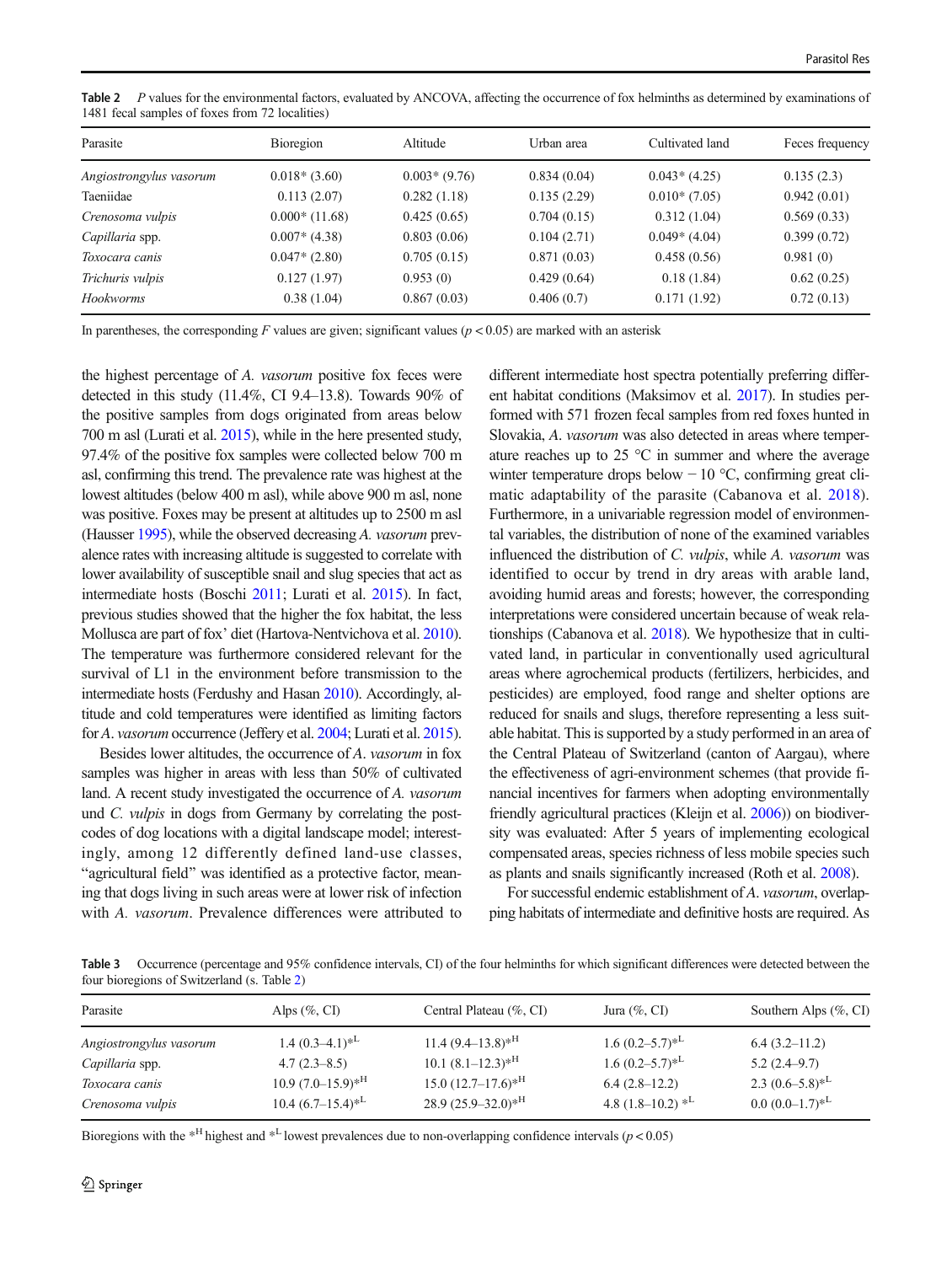**Table 2** *P* values for the environmental factors, evaluated by ANCOVA, affecting the occurrence of fox helminths as determined by examinations of 1481 fecal samples of foxes from 72 localities)

| Parasite | Bioregion | Altitude | Urban area | Cultivated land | Feces frequency |
|---|---|---|---|---|---|
| *Angiostrongylus vasorum* | 0.018* (3.60) | 0.003* (9.76) | 0.834 (0.04) | 0.043* (4.25) | 0.135 (2.3) |
| Taeniidae | 0.113 (2.07) | 0.282 (1.18) | 0.135 (2.29) | 0.010* (7.05) | 0.942 (0.01) |
| *Crenosoma vulpis* | 0.000* (11.68) | 0.425 (0.65) | 0.704 (0.15) | 0.312 (1.04) | 0.569 (0.33) |
| *Capillaria* spp. | 0.007* (4.38) | 0.803 (0.06) | 0.104 (2.71) | 0.049* (4.04) | 0.399 (0.72) |
| *Toxocara canis* | 0.047* (2.80) | 0.705 (0.15) | 0.871 (0.03) | 0.458 (0.56) | 0.981 (0) |
| *Trichuris vulpis* | 0.127 (1.97) | 0.953 (0) | 0.429 (0.64) | 0.18 (1.84) | 0.62 (0.25) |
| *Hookworms* | 0.38 (1.04) | 0.867 (0.03) | 0.406 (0.7) | 0.171 (1.92) | 0.72 (0.13) |

In parentheses, the corresponding *F* values are given; significant values ($p < 0.05$) are marked with an asterisk

the highest percentage of *A. vasorum* positive fox feces were detected in this study (11.4%, CI 9.4–13.8). Towards 90% of the positive samples from dogs originated from areas below 700 m asl (Lurati et al. 2015), while in the here presented study, 97.4% of the positive fox samples were collected below 700 m asl, confirming this trend. The prevalence rate was highest at the lowest altitudes (below 400 m asl), while above 900 m asl, none was positive. Foxes may be present at altitudes up to 2500 m asl (Hausser 1995), while the observed decreasing *A. vasorum* prevalence rates with increasing altitude is suggested to correlate with lower availability of susceptible snail and slug species that act as intermediate hosts (Boschi 2011; Lurati et al. 2015). In fact, previous studies showed that the higher the fox habitat, the less Mollusca are part of fox' diet (Hartova-Nentvichova et al. 2010). The temperature was furthermore considered relevant for the survival of L1 in the environment before transmission to the intermediate hosts (Ferdushy and Hasan 2010). Accordingly, altitude and cold temperatures were identified as limiting factors for *A. vasorum* occurrence (Jeffery et al. 2004; Lurati et al. 2015).

Besides lower altitudes, the occurrence of *A. vasorum* in fox samples was higher in areas with less than 50% of cultivated land. A recent study investigated the occurrence of *A. vasorum* und *C. vulpis* in dogs from Germany by correlating the postcodes of dog locations with a digital landscape model; interestingly, among 12 differently defined land-use classes, "agricultural field" was identified as a protective factor, meaning that dogs living in such areas were at lower risk of infection with *A. vasorum*. Prevalence differences were attributed to different intermediate host spectra potentially preferring different habitat conditions (Maksimov et al. 2017). In studies performed with 571 frozen fecal samples from red foxes hunted in Slovakia, *A. vasorum* was also detected in areas where temperature reaches up to 25 °C in summer and where the average winter temperature drops below − 10 °C, confirming great climatic adaptability of the parasite (Cabanova et al. 2018). Furthermore, in a univariable regression model of environmental variables, the distribution of none of the examined variables influenced the distribution of *C. vulpis*, while *A. vasorum* was identified to occur by trend in dry areas with arable land, avoiding humid areas and forests; however, the corresponding interpretations were considered uncertain because of weak relationships (Cabanova et al. 2018). We hypothesize that in cultivated land, in particular in conventionally used agricultural areas where agrochemical products (fertilizers, herbicides, and pesticides) are employed, food range and shelter options are reduced for snails and slugs, therefore representing a less suitable habitat. This is supported by a study performed in an area of the Central Plateau of Switzerland (canton of Aargau), where the effectiveness of agri-environment schemes (that provide financial incentives for farmers when adopting environmentally friendly agricultural practices (Kleijn et al. 2006)) on biodiversity was evaluated: After 5 years of implementing ecological compensated areas, species richness of less mobile species such as plants and snails significantly increased (Roth et al. 2008).

For successful endemic establishment of *A. vasorum*, overlapping habitats of intermediate and definitive hosts are required. As

**Table 3** Occurrence (percentage and 95% confidence intervals, CI) of the four helminths for which significant differences were detected between the four bioregions of Switzerland (s. Table 2)

| Parasite | Alps (%, CI) | Central Plateau (%, CI) | Jura (%, CI) | Southern Alps (%, CI) |
|---|---|---|---|---|
| *Angiostrongylus vasorum* | 1.4 (0.3–4.1)*[L] | 11.4 (9.4–13.8)*[H] | 1.6 (0.2–5.7)*[L] | 6.4 (3.2–11.2) |
| *Capillaria* spp. | 4.7 (2.3–8.5) | 10.1 (8.1–12.3)*[H] | 1.6 (0.2–5.7)*[L] | 5.2 (2.4–9.7) |
| *Toxocara canis* | 10.9 (7.0–15.9)*[H] | 15.0 (12.7–17.6)*[H] | 6.4 (2.8–12.2) | 2.3 (0.6–5.8)*[L] |
| *Crenosoma vulpis* | 10.4 (6.7–15.4)*[L] | 28.9 (25.9–32.0)*[H] | 4.8 (1.8–10.2) *[L] | 0.0 (0.0–1.7)*[L] |

Bioregions with the *[H] highest and *[L] lowest prevalences due to non-overlapping confidence intervals ($p < 0.05$)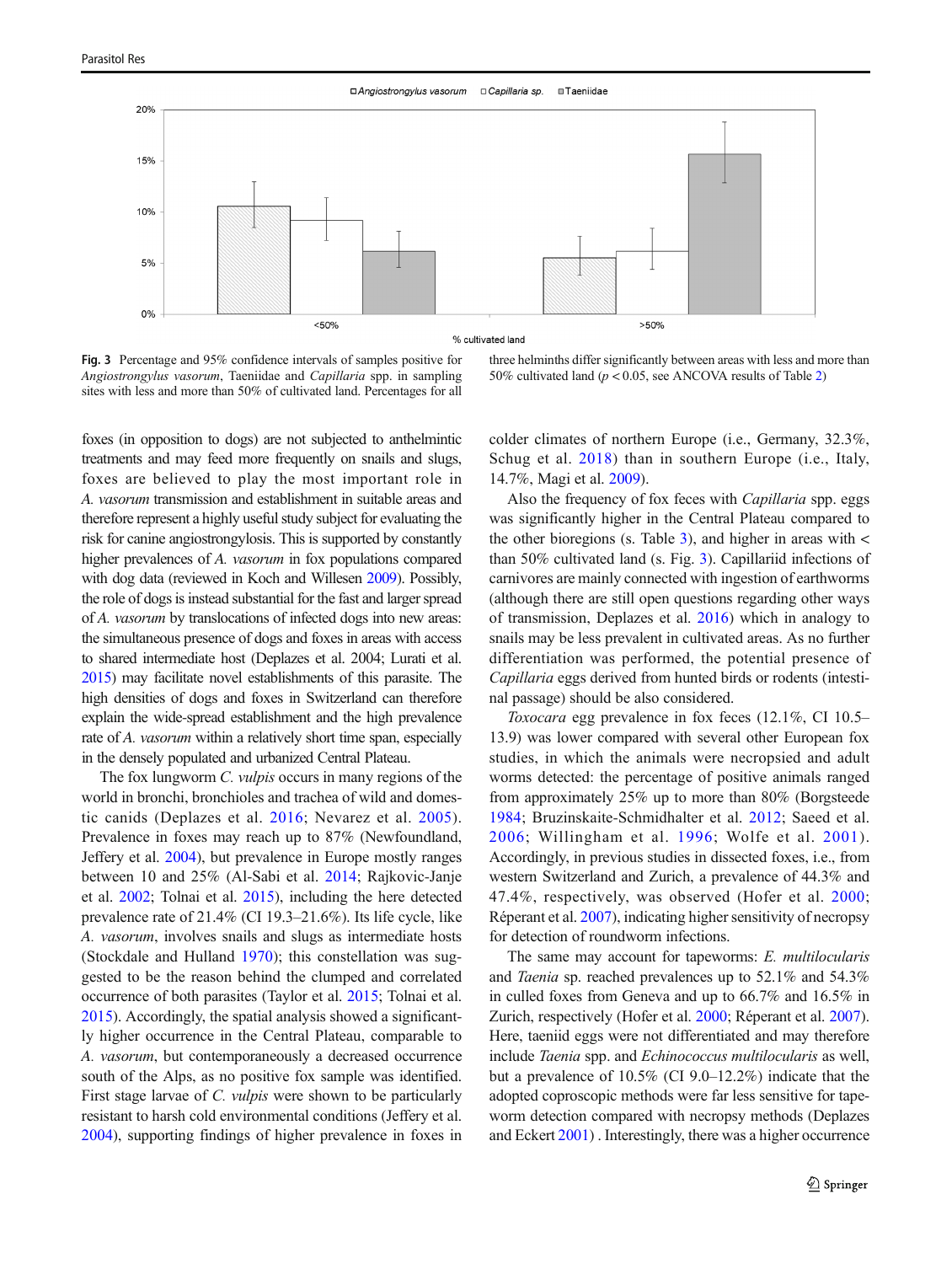Fig. 3 Percentage and 95% confidence intervals of samples positive for *Angiostrongylus vasorum*, Taeniidae and *Capillaria* spp. in sampling sites with less and more than 50% of cultivated land. Percentages for all three helminths differ significantly between areas with less and more than 50% cultivated land ($p < 0.05$, see ANCOVA results of Table 2)

foxes (in opposition to dogs) are not subjected to anthelmintic treatments and may feed more frequently on snails and slugs, foxes are believed to play the most important role in *A. vasorum* transmission and establishment in suitable areas and therefore represent a highly useful study subject for evaluating the risk for canine angiostrongylosis. This is supported by constantly higher prevalences of *A. vasorum* in fox populations compared with dog data (reviewed in Koch and Willesen 2009). Possibly, the role of dogs is instead substantial for the fast and larger spread of *A. vasorum* by translocations of infected dogs into new areas: the simultaneous presence of dogs and foxes in areas with access to shared intermediate host (Deplazes et al. 2004; Lurati et al. 2015) may facilitate novel establishments of this parasite. The high densities of dogs and foxes in Switzerland can therefore explain the wide-spread establishment and the high prevalence rate of *A. vasorum* within a relatively short time span, especially in the densely populated and urbanized Central Plateau.

The fox lungworm *C. vulpis* occurs in many regions of the world in bronchi, bronchioles and trachea of wild and domestic canids (Deplazes et al. 2016; Nevarez et al. 2005). Prevalence in foxes may reach up to 87% (Newfoundland, Jeffery et al. 2004), but prevalence in Europe mostly ranges between 10 and 25% (Al-Sabi et al. 2014; Rajkovic-Janje et al. 2002; Tolnai et al. 2015), including the here detected prevalence rate of 21.4% (CI 19.3–21.6%). Its life cycle, like *A. vasorum*, involves snails and slugs as intermediate hosts (Stockdale and Hulland 1970); this constellation was suggested to be the reason behind the clumped and correlated occurrence of both parasites (Taylor et al. 2015; Tolnai et al. 2015). Accordingly, the spatial analysis showed a significantly higher occurrence in the Central Plateau, comparable to *A. vasorum*, but contemporaneously a decreased occurrence south of the Alps, as no positive fox sample was identified. First stage larvae of *C. vulpis* were shown to be particularly resistant to harsh cold environmental conditions (Jeffery et al. 2004), supporting findings of higher prevalence in foxes in colder climates of northern Europe (i.e., Germany, 32.3%, Schug et al. 2018) than in southern Europe (i.e., Italy, 14.7%, Magi et al. 2009).

Also the frequency of fox feces with *Capillaria* spp. eggs was significantly higher in the Central Plateau compared to the other bioregions (s. Table 3), and higher in areas with < than 50% cultivated land (s. Fig. 3). Capillariid infections of carnivores are mainly connected with ingestion of earthworms (although there are still open questions regarding other ways of transmission, Deplazes et al. 2016) which in analogy to snails may be less prevalent in cultivated areas. As no further differentiation was performed, the potential presence of *Capillaria* eggs derived from hunted birds or rodents (intestinal passage) should be also considered.

*Toxocara* egg prevalence in fox feces (12.1%, CI 10.5–13.9) was lower compared with several other European fox studies, in which the animals were necropsied and adult worms detected: the percentage of positive animals ranged from approximately 25% up to more than 80% (Borgsteede 1984; Bruzinskaite-Schmidhalter et al. 2012; Saeed et al. 2006; Willingham et al. 1996; Wolfe et al. 2001). Accordingly, in previous studies in dissected foxes, i.e., from western Switzerland and Zurich, a prevalence of 44.3% and 47.4%, respectively, was observed (Hofer et al. 2000; Réperant et al. 2007), indicating higher sensitivity of necropsy for detection of roundworm infections.

The same may account for tapeworms: *E. multilocularis* and *Taenia* sp. reached prevalences up to 52.1% and 54.3% in culled foxes from Geneva and up to 66.7% and 16.5% in Zurich, respectively (Hofer et al. 2000; Réperant et al. 2007). Here, taeniid eggs were not differentiated and may therefore include *Taenia* spp. and *Echinococcus multilocularis* as well, but a prevalence of 10.5% (CI 9.0–12.2%) indicate that the adopted coproscopic methods were far less sensitive for tapeworm detection compared with necropsy methods (Deplazes and Eckert 2001) . Interestingly, there was a higher occurrence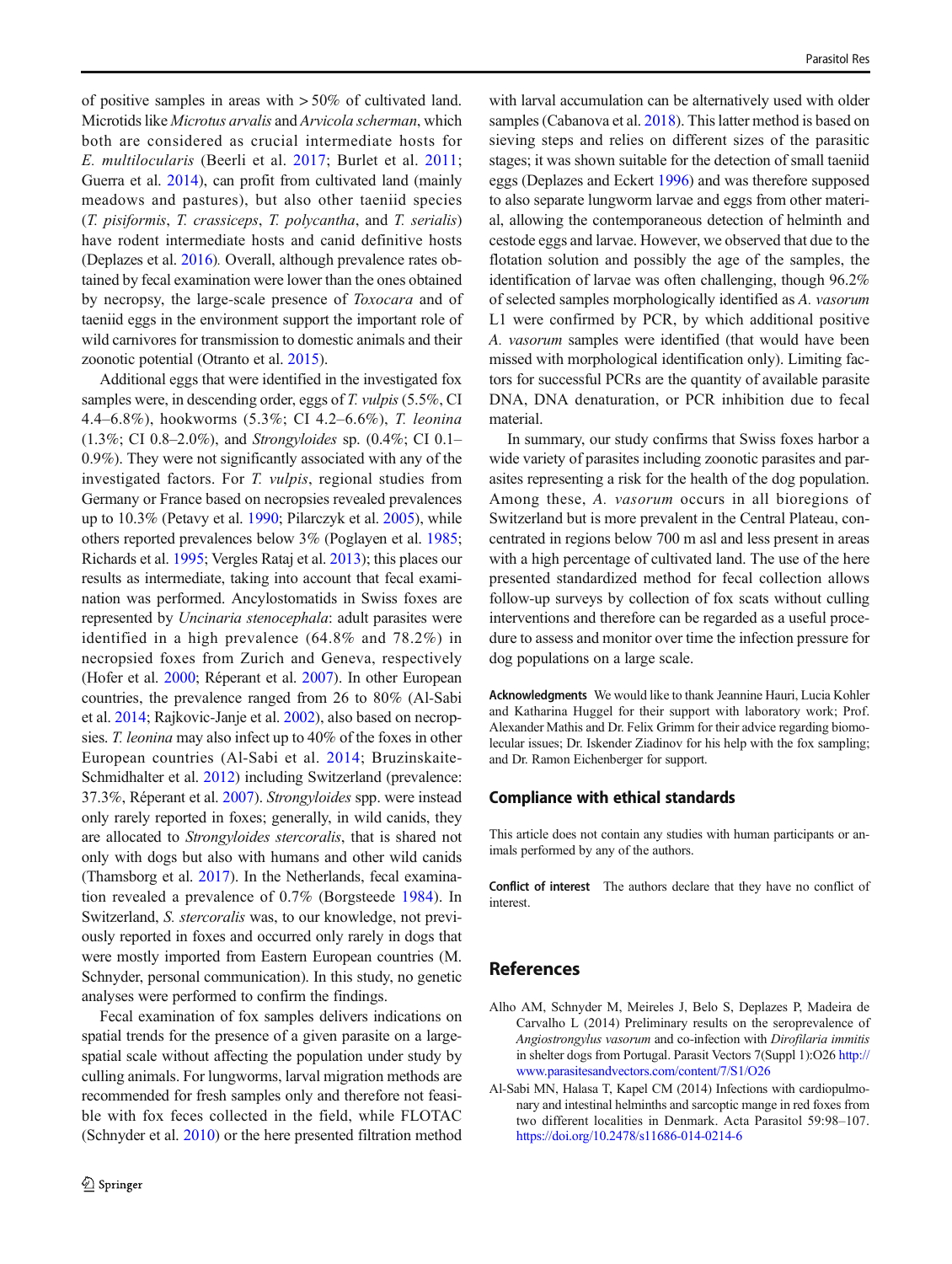of positive samples in areas with > 50% of cultivated land. Microtids like *Microtus arvalis* and *Arvicola scherman*, which both are considered as crucial intermediate hosts for *E. multilocularis* (Beerli et al. 2017; Burlet et al. 2011; Guerra et al. 2014), can profit from cultivated land (mainly meadows and pastures), but also other taeniid species (*T. pisiformis*, *T. crassiceps*, *T. polycantha*, and *T. serialis*) have rodent intermediate hosts and canid definitive hosts (Deplazes et al. 2016). Overall, although prevalence rates obtained by fecal examination were lower than the ones obtained by necropsy, the large-scale presence of *Toxocara* and of taeniid eggs in the environment support the important role of wild carnivores for transmission to domestic animals and their zoonotic potential (Otranto et al. 2015).

Additional eggs that were identified in the investigated fox samples were, in descending order, eggs of *T. vulpis* (5.5%, CI 4.4–6.8%), hookworms (5.3%; CI 4.2–6.6%), *T. leonina* (1.3%; CI 0.8–2.0%), and *Strongyloides* sp. (0.4%; CI 0.1–0.9%). They were not significantly associated with any of the investigated factors. For *T. vulpis*, regional studies from Germany or France based on necropsies revealed prevalences up to 10.3% (Petavy et al. 1990; Pilarczyk et al. 2005), while others reported prevalences below 3% (Poglayen et al. 1985; Richards et al. 1995; Vergles Rataj et al. 2013); this places our results as intermediate, taking into account that fecal examination was performed. Ancylostomatids in Swiss foxes are represented by *Uncinaria stenocephala*: adult parasites were identified in a high prevalence (64.8% and 78.2%) in necropsied foxes from Zurich and Geneva, respectively (Hofer et al. 2000; Réperant et al. 2007). In other European countries, the prevalence ranged from 26 to 80% (Al-Sabi et al. 2014; Rajkovic-Janje et al. 2002), also based on necropsies. *T. leonina* may also infect up to 40% of the foxes in other European countries (Al-Sabi et al. 2014; Bruzinskaite-Schmidhalter et al. 2012) including Switzerland (prevalence: 37.3%, Réperant et al. 2007). *Strongyloides* spp. were instead only rarely reported in foxes; generally, in wild canids, they are allocated to *Strongyloides stercoralis*, that is shared not only with dogs but also with humans and other wild canids (Thamsborg et al. 2017). In the Netherlands, fecal examination revealed a prevalence of 0.7% (Borgsteede 1984). In Switzerland, *S. stercoralis* was, to our knowledge, not previously reported in foxes and occurred only rarely in dogs that were mostly imported from Eastern European countries (M. Schnyder, personal communication). In this study, no genetic analyses were performed to confirm the findings.

Fecal examination of fox samples delivers indications on spatial trends for the presence of a given parasite on a large-spatial scale without affecting the population under study by culling animals. For lungworms, larval migration methods are recommended for fresh samples only and therefore not feasible with fox feces collected in the field, while FLOTAC (Schnyder et al. 2010) or the here presented filtration method with larval accumulation can be alternatively used with older samples (Cabanova et al. 2018). This latter method is based on sieving steps and relies on different sizes of the parasitic stages; it was shown suitable for the detection of small taeniid eggs (Deplazes and Eckert 1996) and was therefore supposed to also separate lungworm larvae and eggs from other material, allowing the contemporaneous detection of helminth and cestode eggs and larvae. However, we observed that due to the flotation solution and possibly the age of the samples, the identification of larvae was often challenging, though 96.2% of selected samples morphologically identified as *A. vasorum* L1 were confirmed by PCR, by which additional positive *A. vasorum* samples were identified (that would have been missed with morphological identification only). Limiting factors for successful PCRs are the quantity of available parasite DNA, DNA denaturation, or PCR inhibition due to fecal material.

In summary, our study confirms that Swiss foxes harbor a wide variety of parasites including zoonotic parasites and parasites representing a risk for the health of the dog population. Among these, *A. vasorum* occurs in all bioregions of Switzerland but is more prevalent in the Central Plateau, concentrated in regions below 700 m asl and less present in areas with a high percentage of cultivated land. The use of the here presented standardized method for fecal collection allows follow-up surveys by collection of fox scats without culling interventions and therefore can be regarded as a useful procedure to assess and monitor over time the infection pressure for dog populations on a large scale.

**Acknowledgments** We would like to thank Jeannine Hauri, Lucia Kohler and Katharina Huggel for their support with laboratory work; Prof. Alexander Mathis and Dr. Felix Grimm for their advice regarding biomolecular issues; Dr. Iskender Ziadinov for his help with the fox sampling; and Dr. Ramon Eichenberger for support.

## Compliance with ethical standards

This article does not contain any studies with human participants or animals performed by any of the authors.

**Conflict of interest** The authors declare that they have no conflict of interest.

## References

Alho AM, Schnyder M, Meireles J, Belo S, Deplazes P, Madeira de Carvalho L (2014) Preliminary results on the seroprevalence of *Angiostrongylus vasorum* and co-infection with *Dirofilaria immitis* in shelter dogs from Portugal. Parasit Vectors 7(Suppl 1):O26 http://www.parasitesandvectors.com/content/7/S1/O26

Al-Sabi MN, Halasa T, Kapel CM (2014) Infections with cardiopulmonary and intestinal helminths and sarcoptic mange in red foxes from two different localities in Denmark. Acta Parasitol 59:98–107. https://doi.org/10.2478/s11686-014-0214-6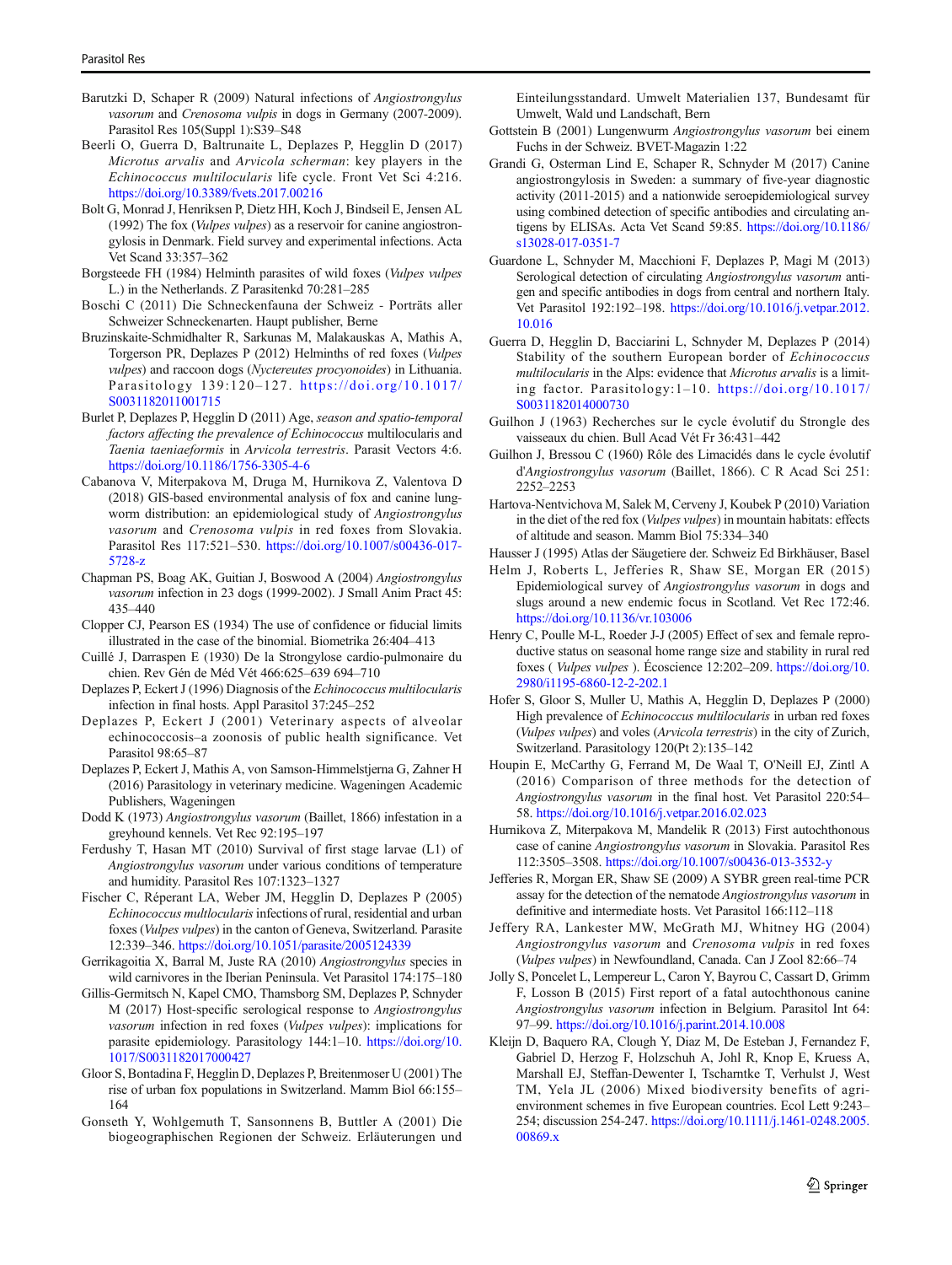Barutzki D, Schaper R (2009) Natural infections of *Angiostrongylus vasorum* and *Crenosoma vulpis* in dogs in Germany (2007-2009). Parasitol Res 105(Suppl 1):S39–S48

Beerli O, Guerra D, Baltrunaite L, Deplazes P, Hegglin D (2017) *Microtus arvalis* and *Arvicola scherman*: key players in the *Echinococcus multilocularis* life cycle. Front Vet Sci 4:216. https://doi.org/10.3389/fvets.2017.00216

Bolt G, Monrad J, Henriksen P, Dietz HH, Koch J, Bindseil E, Jensen AL (1992) The fox (*Vulpes vulpes*) as a reservoir for canine angiostrongylosis in Denmark. Field survey and experimental infections. Acta Vet Scand 33:357–362

Borgsteede FH (1984) Helminth parasites of wild foxes (*Vulpes vulpes* L.) in the Netherlands. Z Parasitenkd 70:281–285

Boschi C (2011) Die Schneckenfauna der Schweiz - Porträts aller Schweizer Schneckenarten. Haupt publisher, Berne

Bruzinskaite-Schmidhalter R, Sarkunas M, Malakauskas A, Mathis A, Torgerson PR, Deplazes P (2012) Helminths of red foxes (*Vulpes vulpes*) and raccoon dogs (*Nyctereutes procyonoides*) in Lithuania. Parasitology 139:120–127. https://doi.org/10.1017/S0031182011001715

Burlet P, Deplazes P, Hegglin D (2011) Age, *season and spatio-temporal factors affecting the prevalence of Echinococcus* multilocularis and *Taenia taeniaeformis* in *Arvicola terrestris*. Parasit Vectors 4:6. https://doi.org/10.1186/1756-3305-4-6

Cabanova V, Miterpakova M, Druga M, Hurnikova Z, Valentova D (2018) GIS-based environmental analysis of fox and canine lungworm distribution: an epidemiological study of *Angiostrongylus vasorum* and *Crenosoma vulpis* in red foxes from Slovakia. Parasitol Res 117:521–530. https://doi.org/10.1007/s00436-017-5728-z

Chapman PS, Boag AK, Guitian J, Boswood A (2004) *Angiostrongylus vasorum* infection in 23 dogs (1999-2002). J Small Anim Pract 45:435–440

Clopper CJ, Pearson ES (1934) The use of confidence or fiducial limits illustrated in the case of the binomial. Biometrika 26:404–413

Cuillé J, Darraspen E (1930) De la Strongylose cardio-pulmonaire du chien. Rev Gén de Méd Vét 466:625–639 694–710

Deplazes P, Eckert J (1996) Diagnosis of the *Echinococcus multilocularis* infection in final hosts. Appl Parasitol 37:245–252

Deplazes P, Eckert J (2001) Veterinary aspects of alveolar echinococcosis–a zoonosis of public health significance. Vet Parasitol 98:65–87

Deplazes P, Eckert J, Mathis A, von Samson-Himmelstjerna G, Zahner H (2016) Parasitology in veterinary medicine. Wageningen Academic Publishers, Wageningen

Dodd K (1973) *Angiostrongylus vasorum* (Baillet, 1866) infestation in a greyhound kennels. Vet Rec 92:195–197

Ferdushy T, Hasan MT (2010) Survival of first stage larvae (L1) of *Angiostrongylus vasorum* under various conditions of temperature and humidity. Parasitol Res 107:1323–1327

Fischer C, Réperant LA, Weber JM, Hegglin D, Deplazes P (2005) *Echinococcus multlocularis* infections of rural, residential and urban foxes (*Vulpes vulpes*) in the canton of Geneva, Switzerland. Parasite 12:339–346. https://doi.org/10.1051/parasite/2005124339

Gerrikagoitia X, Barral M, Juste RA (2010) *Angiostrongylus* species in wild carnivores in the Iberian Peninsula. Vet Parasitol 174:175–180

Gillis-Germitsch N, Kapel CMO, Thamsborg SM, Deplazes P, Schnyder M (2017) Host-specific serological response to *Angiostrongylus vasorum* infection in red foxes (*Vulpes vulpes*): implications for parasite epidemiology. Parasitology 144:1–10. https://doi.org/10.1017/S0031182017000427

Gloor S, Bontadina F, Hegglin D, Deplazes P, Breitenmoser U (2001) The rise of urban fox populations in Switzerland. Mamm Biol 66:155–164

Gonseth Y, Wohlgemuth T, Sansonnens B, Buttler A (2001) Die biogeographischen Regionen der Schweiz. Erläuterungen und Einteilungsstandard. Umwelt Materialien 137, Bundesamt für Umwelt, Wald und Landschaft, Bern

Gottstein B (2001) Lungenwurm *Angiostrongylus vasorum* bei einem Fuchs in der Schweiz. BVET-Magazin 1:22

Grandi G, Osterman Lind E, Schaper R, Schnyder M (2017) Canine angiostrongylosis in Sweden: a summary of five-year diagnostic activity (2011-2015) and a nationwide seroepidemiological survey using combined detection of specific antibodies and circulating antigens by ELISAs. Acta Vet Scand 59:85. https://doi.org/10.1186/s13028-017-0351-7

Guardone L, Schnyder M, Macchioni F, Deplazes P, Magi M (2013) Serological detection of circulating *Angiostrongylus vasorum* antigen and specific antibodies in dogs from central and northern Italy. Vet Parasitol 192:192–198. https://doi.org/10.1016/j.vetpar.2012.10.016

Guerra D, Hegglin D, Bacciarini L, Schnyder M, Deplazes P (2014) Stability of the southern European border of *Echinococcus multilocularis* in the Alps: evidence that *Microtus arvalis* is a limiting factor. Parasitology:1–10. https://doi.org/10.1017/S0031182014000730

Guilhon J (1963) Recherches sur le cycle évolutif du Strongle des vaisseaux du chien. Bull Acad Vét Fr 36:431–442

Guilhon J, Bressou C (1960) Rôle des Limacidés dans le cycle évolutif d'*Angiostrongylus vasorum* (Baillet, 1866). C R Acad Sci 251: 2252–2253

Hartova-Nentvichova M, Salek M, Cerveny J, Koubek P (2010) Variation in the diet of the red fox (*Vulpes vulpes*) in mountain habitats: effects of altitude and season. Mamm Biol 75:334–340

Hausser J (1995) Atlas der Säugetiere der. Schweiz Ed Birkhäuser, Basel

Helm J, Roberts L, Jefferies R, Shaw SE, Morgan ER (2015) Epidemiological survey of *Angiostrongylus vasorum* in dogs and slugs around a new endemic focus in Scotland. Vet Rec 172:46. https://doi.org/10.1136/vr.103006

Henry C, Poulle M-L, Roeder J-J (2005) Effect of sex and female reproductive status on seasonal home range size and stability in rural red foxes ( *Vulpes vulpes* ). Écoscience 12:202–209. https://doi.org/10.2980/i1195-6860-12-2-202.1

Hofer S, Gloor S, Muller U, Mathis A, Hegglin D, Deplazes P (2000) High prevalence of *Echinococcus multilocularis* in urban red foxes (*Vulpes vulpes*) and voles (*Arvicola terrestris*) in the city of Zurich, Switzerland. Parasitology 120(Pt 2):135–142

Houpin E, McCarthy G, Ferrand M, De Waal T, O'Neill EJ, Zintl A (2016) Comparison of three methods for the detection of *Angiostrongylus vasorum* in the final host. Vet Parasitol 220:54–58. https://doi.org/10.1016/j.vetpar.2016.02.023

Hurnikova Z, Miterpakova M, Mandelik R (2013) First autochthonous case of canine *Angiostrongylus vasorum* in Slovakia. Parasitol Res 112:3505–3508. https://doi.org/10.1007/s00436-013-3532-y

Jefferies R, Morgan ER, Shaw SE (2009) A SYBR green real-time PCR assay for the detection of the nematode *Angiostrongylus vasorum* in definitive and intermediate hosts. Vet Parasitol 166:112–118

Jeffery RA, Lankester MW, McGrath MJ, Whitney HG (2004) *Angiostrongylus vasorum* and *Crenosoma vulpis* in red foxes (*Vulpes vulpes*) in Newfoundland, Canada. Can J Zool 82:66–74

Jolly S, Poncelet L, Lempereur L, Caron Y, Bayrou C, Cassart D, Grimm F, Losson B (2015) First report of a fatal autochthonous canine *Angiostrongylus vasorum* infection in Belgium. Parasitol Int 64: 97–99. https://doi.org/10.1016/j.parint.2014.10.008

Kleijn D, Baquero RA, Clough Y, Diaz M, De Esteban J, Fernandez F, Gabriel D, Herzog F, Holzschuh A, Johl R, Knop E, Kruess A, Marshall EJ, Steffan-Dewenter I, Tscharntke T, Verhulst J, West TM, Yela JL (2006) Mixed biodiversity benefits of agri-environment schemes in five European countries. Ecol Lett 9:243–254; discussion 254-247. https://doi.org/10.1111/j.1461-0248.2005.00869.x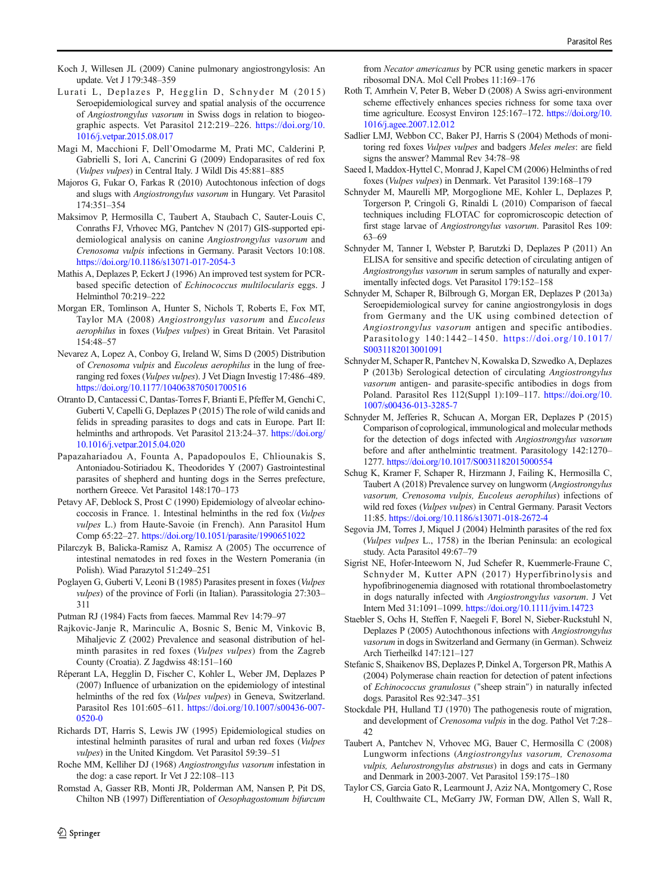Koch J, Willesen JL (2009) Canine pulmonary angiostrongylosis: An update. Vet J 179:348–359

Lurati L, Deplazes P, Hegglin D, Schnyder M (2015) Seroepidemiological survey and spatial analysis of the occurrence of *Angiostrongylus vasorum* in Swiss dogs in relation to biogeographic aspects. Vet Parasitol 212:219–226. https://doi.org/10.1016/j.vetpar.2015.08.017

Magi M, Macchioni F, Dell'Omodarme M, Prati MC, Calderini P, Gabrielli S, Iori A, Cancrini G (2009) Endoparasites of red fox (*Vulpes vulpes*) in Central Italy. J Wildl Dis 45:881–885

Majoros G, Fukar O, Farkas R (2010) Autochtonous infection of dogs and slugs with *Angiostrongylus vasorum* in Hungary. Vet Parasitol 174:351–354

Maksimov P, Hermosilla C, Taubert A, Staubach C, Sauter-Louis C, Conraths FJ, Vrhovec MG, Pantchev N (2017) GIS-supported epidemiological analysis on canine *Angiostrongylus vasorum* and *Crenosoma vulpis* infections in Germany. Parasit Vectors 10:108. https://doi.org/10.1186/s13071-017-2054-3

Mathis A, Deplazes P, Eckert J (1996) An improved test system for PCR-based specific detection of *Echinococcus multilocularis* eggs. J Helminthol 70:219–222

Morgan ER, Tomlinson A, Hunter S, Nichols T, Roberts E, Fox MT, Taylor MA (2008) *Angiostrongylus vasorum* and *Eucoleus aerophilus* in foxes (*Vulpes vulpes*) in Great Britain. Vet Parasitol 154:48–57

Nevarez A, Lopez A, Conboy G, Ireland W, Sims D (2005) Distribution of *Crenosoma vulpis* and *Eucoleus aerophilus* in the lung of free-ranging red foxes (*Vulpes vulpes*). J Vet Diagn Investig 17:486–489. https://doi.org/10.1177/104063870501700516

Otranto D, Cantacessi C, Dantas-Torres F, Brianti E, Pfeffer M, Genchi C, Guberti V, Capelli G, Deplazes P (2015) The role of wild canids and felids in spreading parasites to dogs and cats in Europe. Part II: helminths and arthropods. Vet Parasitol 213:24–37. https://doi.org/10.1016/j.vetpar.2015.04.020

Papazahariadou A, Founta A, Papadopoulos E, Chliounakis S, Antoniadou-Sotiriadou K, Theodorides Y (2007) Gastrointestinal parasites of shepherd and hunting dogs in the Serres prefecture, northern Greece. Vet Parasitol 148:170–173

Petavy AF, Deblock S, Prost C (1990) Epidemiology of alveolar echinococcosis in France. 1. Intestinal helminths in the red fox (*Vulpes vulpes* L.) from Haute-Savoie (in French). Ann Parasitol Hum Comp 65:22–27. https://doi.org/10.1051/parasite/1990651022

Pilarczyk B, Balicka-Ramisz A, Ramisz A (2005) The occurrence of intestinal nematodes in red foxes in the Western Pomerania (in Polish). Wiad Parazytol 51:249–251

Poglayen G, Guberti V, Leoni B (1985) Parasites present in foxes (*Vulpes vulpes*) of the province of Forli (in Italian). Parassitologia 27:303–311

Putman RJ (1984) Facts from faeces. Mammal Rev 14:79–97

Rajkovic-Janje R, Marinculic A, Bosnic S, Benic M, Vinkovic B, Mihaljevic Z (2002) Prevalence and seasonal distribution of helminth parasites in red foxes (*Vulpes vulpes*) from the Zagreb County (Croatia). Z Jagdwiss 48:151–160

Réperant LA, Hegglin D, Fischer C, Kohler L, Weber JM, Deplazes P (2007) Influence of urbanization on the epidemiology of intestinal helminths of the red fox (*Vulpes vulpes*) in Geneva, Switzerland. Parasitol Res 101:605–611. https://doi.org/10.1007/s00436-007-0520-0

Richards DT, Harris S, Lewis JW (1995) Epidemiological studies on intestinal helminth parasites of rural and urban red foxes (*Vulpes vulpes*) in the United Kingdom. Vet Parasitol 59:39–51

Roche MM, Kelliher DJ (1968) *Angiostrongylus vasorum* infestation in the dog: a case report. Ir Vet J 22:108–113

Romstad A, Gasser RB, Monti JR, Polderman AM, Nansen P, Pit DS, Chilton NB (1997) Differentiation of *Oesophagostomum bifurcum* from *Necator americanus* by PCR using genetic markers in spacer ribosomal DNA. Mol Cell Probes 11:169–176

Roth T, Amrhein V, Peter B, Weber D (2008) A Swiss agri-environment scheme effectively enhances species richness for some taxa over time agriculture. Ecosyst Environ 125:167–172. https://doi.org/10.1016/j.agee.2007.12.012

Sadlier LMJ, Webbon CC, Baker PJ, Harris S (2004) Methods of monitoring red foxes *Vulpes vulpes* and badgers *Meles meles*: are field signs the answer? Mammal Rev 34:78–98

Saeed I, Maddox-Hyttel C, Monrad J, Kapel CM (2006) Helminths of red foxes (*Vulpes vulpes*) in Denmark. Vet Parasitol 139:168–179

Schnyder M, Maurelli MP, Morgoglione ME, Kohler L, Deplazes P, Torgerson P, Cringoli G, Rinaldi L (2010) Comparison of faecal techniques including FLOTAC for copromicroscopic detection of first stage larvae of *Angiostrongylus vasorum*. Parasitol Res 109:63–69

Schnyder M, Tanner I, Webster P, Barutzki D, Deplazes P (2011) An ELISA for sensitive and specific detection of circulating antigen of *Angiostrongylus vasorum* in serum samples of naturally and experimentally infected dogs. Vet Parasitol 179:152–158

Schnyder M, Schaper R, Bilbrough G, Morgan ER, Deplazes P (2013a) Seroepidemiological survey for canine angiostrongylosis in dogs from Germany and the UK using combined detection of *Angiostrongylus vasorum* antigen and specific antibodies. Parasitology 140:1442–1450. https://doi.org/10.1017/S0031182013001091

Schnyder M, Schaper R, Pantchev N, Kowalska D, Szwedko A, Deplazes P (2013b) Serological detection of circulating *Angiostrongylus vasorum* antigen- and parasite-specific antibodies in dogs from Poland. Parasitol Res 112(Suppl 1):109–117. https://doi.org/10.1007/s00436-013-3285-7

Schnyder M, Jefferies R, Schucan A, Morgan ER, Deplazes P (2015) Comparison of coprological, immunological and molecular methods for the detection of dogs infected with *Angiostrongylus vasorum* before and after anthelmintic treatment. Parasitology 142:1270–1277. https://doi.org/10.1017/S0031182015000554

Schug K, Kramer F, Schaper R, Hirzmann J, Failing K, Hermosilla C, Taubert A (2018) Prevalence survey on lungworm (*Angiostrongylus vasorum, Crenosoma vulpis, Eucoleus aerophilus*) infections of wild red foxes (*Vulpes vulpes*) in Central Germany. Parasit Vectors 11:85. https://doi.org/10.1186/s13071-018-2672-4

Segovia JM, Torres J, Miquel J (2004) Helminth parasites of the red fox (*Vulpes vulpes* L., 1758) in the Iberian Peninsula: an ecological study. Acta Parasitol 49:67–79

Sigrist NE, Hofer-Inteeworn N, Jud Schefer R, Kuemmerle-Fraune C, Schnyder M, Kutter APN (2017) Hyperfibrinolysis and hypofibrinogenemia diagnosed with rotational thromboelastometry in dogs naturally infected with *Angiostrongylus vasorum*. J Vet Intern Med 31:1091–1099. https://doi.org/10.1111/jvim.14723

Staebler S, Ochs H, Steffen F, Naegeli F, Borel N, Sieber-Ruckstuhl N, Deplazes P (2005) Autochthonous infections with *Angiostrongylus vasorum* in dogs in Switzerland and Germany (in German). Schweiz Arch Tierheilkd 147:121–127

Stefanic S, Shaikenov BS, Deplazes P, Dinkel A, Torgerson PR, Mathis A (2004) Polymerase chain reaction for detection of patent infections of *Echinococcus granulosus* ("sheep strain") in naturally infected dogs. Parasitol Res 92:347–351

Stockdale PH, Hulland TJ (1970) The pathogenesis route of migration, and development of *Crenosoma vulpis* in the dog. Pathol Vet 7:28–42

Taubert A, Pantchev N, Vrhovec MG, Bauer C, Hermosilla C (2008) Lungworm infections (*Angiostrongylus vasorum, Crenosoma vulpis, Aelurostrongylus abstrusus*) in dogs and cats in Germany and Denmark in 2003-2007. Vet Parasitol 159:175–180

Taylor CS, Garcia Gato R, Learmount J, Aziz NA, Montgomery C, Rose H, Coulthwaite CL, McGarry JW, Forman DW, Allen S, Wall R,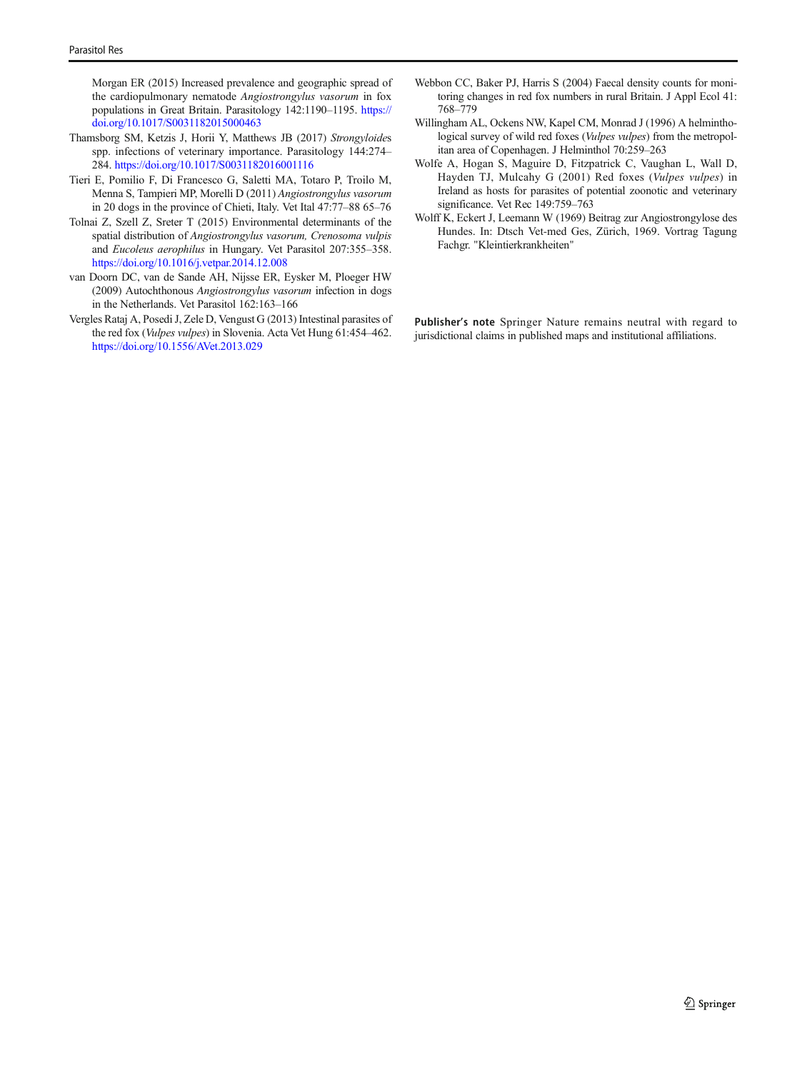Morgan ER (2015) Increased prevalence and geographic spread of the cardiopulmonary nematode *Angiostrongylus vasorum* in fox populations in Great Britain. Parasitology 142:1190–1195. https://doi.org/10.1017/S0031182015000463

Thamsborg SM, Ketzis J, Horii Y, Matthews JB (2017) *Strongyloides* spp. infections of veterinary importance. Parasitology 144:274–284. https://doi.org/10.1017/S0031182016001116

Tieri E, Pomilio F, Di Francesco G, Saletti MA, Totaro P, Troilo M, Menna S, Tampieri MP, Morelli D (2011) *Angiostrongylus vasorum* in 20 dogs in the province of Chieti, Italy. Vet Ital 47:77–88 65–76

Tolnai Z, Szell Z, Sreter T (2015) Environmental determinants of the spatial distribution of *Angiostrongylus vasorum, Crenosoma vulpis* and *Eucoleus aerophilus* in Hungary. Vet Parasitol 207:355–358. https://doi.org/10.1016/j.vetpar.2014.12.008

van Doorn DC, van de Sande AH, Nijsse ER, Eysker M, Ploeger HW (2009) Autochthonous *Angiostrongylus vasorum* infection in dogs in the Netherlands. Vet Parasitol 162:163–166

Vergles Rataj A, Posedi J, Zele D, Vengust G (2013) Intestinal parasites of the red fox (*Vulpes vulpes*) in Slovenia. Acta Vet Hung 61:454–462. https://doi.org/10.1556/AVet.2013.029

Webbon CC, Baker PJ, Harris S (2004) Faecal density counts for monitoring changes in red fox numbers in rural Britain. J Appl Ecol 41: 768–779

Willingham AL, Ockens NW, Kapel CM, Monrad J (1996) A helminthological survey of wild red foxes (*Vulpes vulpes*) from the metropolitan area of Copenhagen. J Helminthol 70:259–263

Wolfe A, Hogan S, Maguire D, Fitzpatrick C, Vaughan L, Wall D, Hayden TJ, Mulcahy G (2001) Red foxes (*Vulpes vulpes*) in Ireland as hosts for parasites of potential zoonotic and veterinary significance. Vet Rec 149:759–763

Wolff K, Eckert J, Leemann W (1969) Beitrag zur Angiostrongylose des Hundes. In: Dtsch Vet-med Ges, Zürich, 1969. Vortrag Tagung Fachgr. "Kleintierkrankheiten"

**Publisher's note** Springer Nature remains neutral with regard to jurisdictional claims in published maps and institutional affiliations.